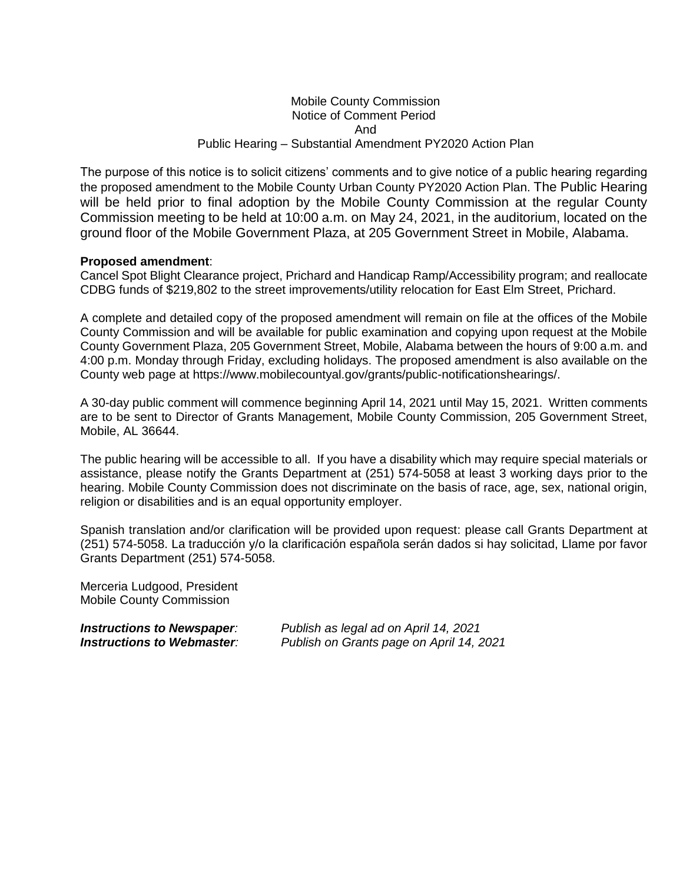Mobile County Commission
Notice of Comment Period
And
Public Hearing – Substantial Amendment PY2020 Action Plan

The purpose of this notice is to solicit citizens' comments and to give notice of a public hearing regarding the proposed amendment to the Mobile County Urban County PY2020 Action Plan. The Public Hearing will be held prior to final adoption by the Mobile County Commission at the regular County Commission meeting to be held at 10:00 a.m. on May 24, 2021, in the auditorium, located on the ground floor of the Mobile Government Plaza, at 205 Government Street in Mobile, Alabama.

**Proposed amendment**:
Cancel Spot Blight Clearance project, Prichard and Handicap Ramp/Accessibility program; and reallocate CDBG funds of $219,802 to the street improvements/utility relocation for East Elm Street, Prichard.

A complete and detailed copy of the proposed amendment will remain on file at the offices of the Mobile County Commission and will be available for public examination and copying upon request at the Mobile County Government Plaza, 205 Government Street, Mobile, Alabama between the hours of 9:00 a.m. and 4:00 p.m. Monday through Friday, excluding holidays. The proposed amendment is also available on the County web page at https://www.mobilecountyal.gov/grants/public-notificationshearings/.

A 30-day public comment will commence beginning April 14, 2021 until May 15, 2021. Written comments are to be sent to Director of Grants Management, Mobile County Commission, 205 Government Street, Mobile, AL 36644.

The public hearing will be accessible to all. If you have a disability which may require special materials or assistance, please notify the Grants Department at (251) 574-5058 at least 3 working days prior to the hearing. Mobile County Commission does not discriminate on the basis of race, age, sex, national origin, religion or disabilities and is an equal opportunity employer.

Spanish translation and/or clarification will be provided upon request: please call Grants Department at (251) 574-5058. La traducción y/o la clarificación española serán dados si hay solicitad, Llame por favor Grants Department (251) 574-5058.

Merceria Ludgood, President
Mobile County Commission

***Instructions to Newspaper**:* *Publish as legal ad on April 14, 2021*
***Instructions to Webmaster**:* *Publish on Grants page on April 14, 2021*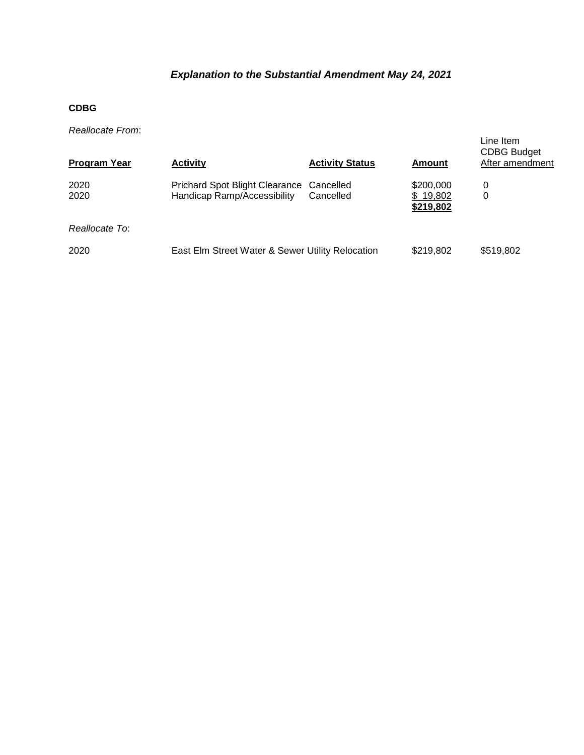***Explanation to the Substantial Amendment May 24, 2021***

**CDBG**

*Reallocate From*:

| Program Year | Activity | Activity Status | Amount | Line Item CDBG Budget After amendment |
|---|---|---|---|---|
| 2020 | Prichard Spot Blight Clearance | Cancelled | $200,000 | 0 |
| 2020 | Handicap Ramp/Accessibility | Cancelled | $ 19,802 | 0 |
| | | | **$219,802** | |

*Reallocate To*:

| Program Year | Activity | Activity Status | Amount | Line Item CDBG Budget After amendment |
|---|---|---|---|---|
| 2020 | East Elm Street Water & Sewer Utility Relocation | | $219,802 | $519,802 |